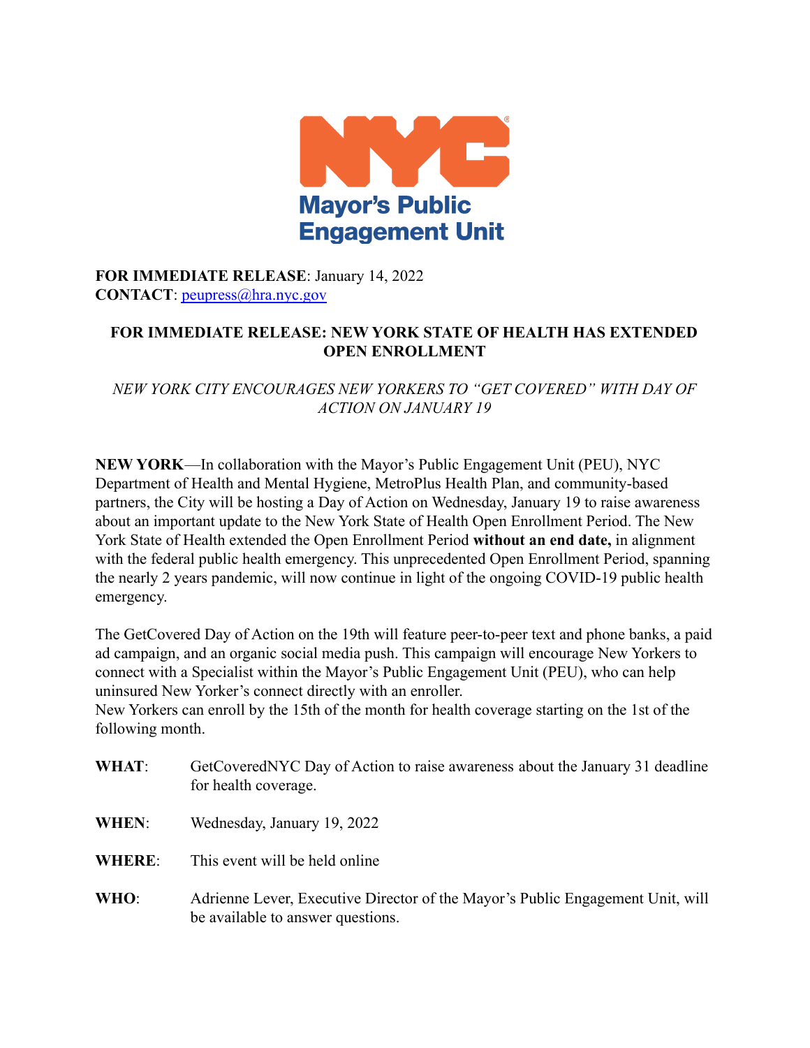NYC Mayor's Public Engagement Unit

**FOR IMMEDIATE RELEASE**: January 14, 2022
**CONTACT**: peupress@hra.nyc.gov

## FOR IMMEDIATE RELEASE: NEW YORK STATE OF HEALTH HAS EXTENDED OPEN ENROLLMENT

*NEW YORK CITY ENCOURAGES NEW YORKERS TO "GET COVERED" WITH DAY OF ACTION ON JANUARY 19*

**NEW YORK**—In collaboration with the Mayor's Public Engagement Unit (PEU), NYC Department of Health and Mental Hygiene, MetroPlus Health Plan, and community-based partners, the City will be hosting a Day of Action on Wednesday, January 19 to raise awareness about an important update to the New York State of Health Open Enrollment Period. The New York State of Health extended the Open Enrollment Period **without an end date,** in alignment with the federal public health emergency. This unprecedented Open Enrollment Period, spanning the nearly 2 years pandemic, will now continue in light of the ongoing COVID-19 public health emergency.

The GetCovered Day of Action on the 19th will feature peer-to-peer text and phone banks, a paid ad campaign, and an organic social media push. This campaign will encourage New Yorkers to connect with a Specialist within the Mayor's Public Engagement Unit (PEU), who can help uninsured New Yorker's connect directly with an enroller.
New Yorkers can enroll by the 15th of the month for health coverage starting on the 1st of the following month.

**WHAT**: GetCoveredNYC Day of Action to raise awareness about the January 31 deadline for health coverage.

**WHEN**: Wednesday, January 19, 2022

**WHERE**: This event will be held online

**WHO**: Adrienne Lever, Executive Director of the Mayor's Public Engagement Unit, will be available to answer questions.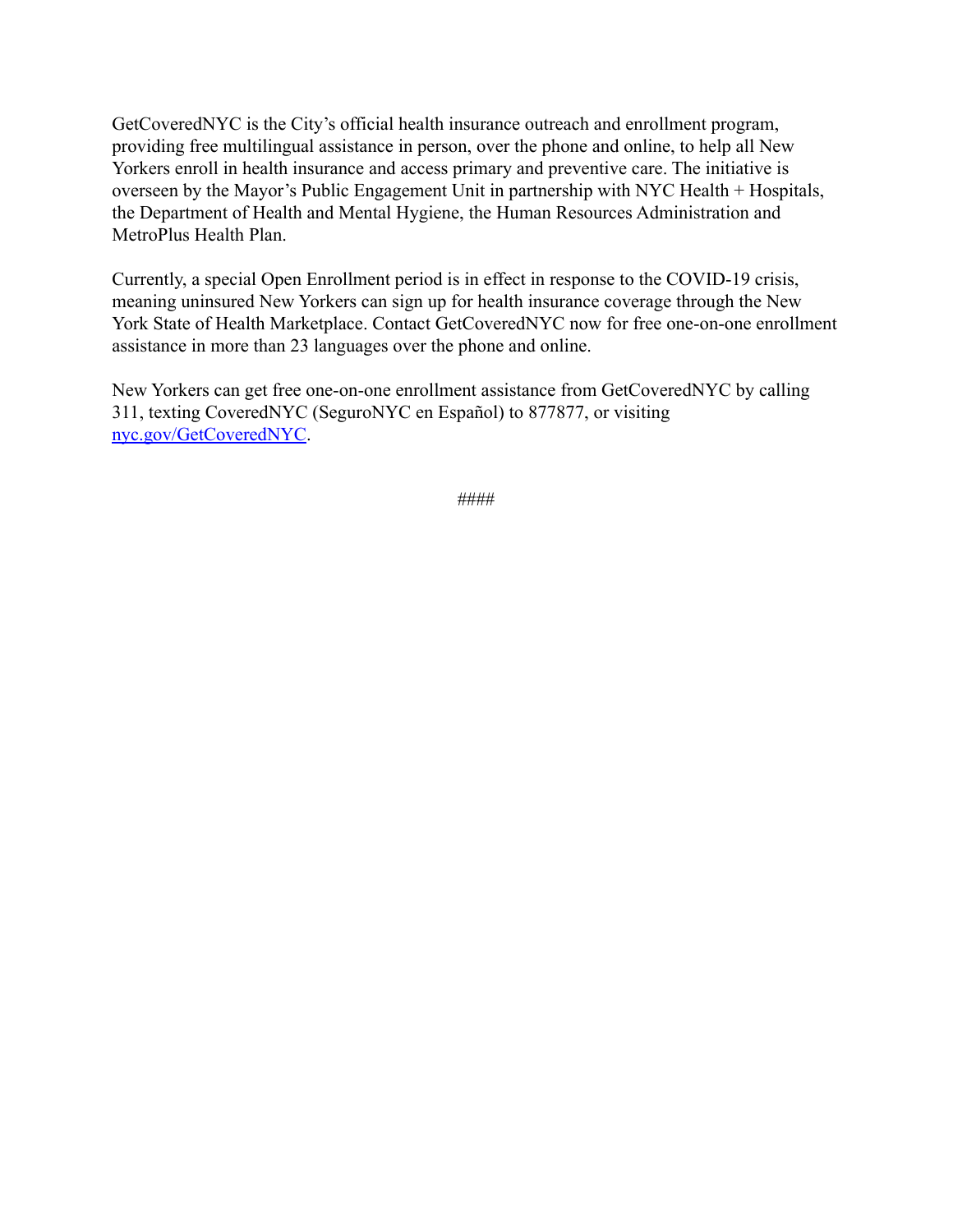GetCoveredNYC is the City's official health insurance outreach and enrollment program, providing free multilingual assistance in person, over the phone and online, to help all New Yorkers enroll in health insurance and access primary and preventive care. The initiative is overseen by the Mayor's Public Engagement Unit in partnership with NYC Health + Hospitals, the Department of Health and Mental Hygiene, the Human Resources Administration and MetroPlus Health Plan.

Currently, a special Open Enrollment period is in effect in response to the COVID-19 crisis, meaning uninsured New Yorkers can sign up for health insurance coverage through the New York State of Health Marketplace. Contact GetCoveredNYC now for free one-on-one enrollment assistance in more than 23 languages over the phone and online.

New Yorkers can get free one-on-one enrollment assistance from GetCoveredNYC by calling 311, texting CoveredNYC (SeguroNYC en Español) to 877877, or visiting [nyc.gov/GetCoveredNYC](nyc.gov/GetCoveredNYC).

####